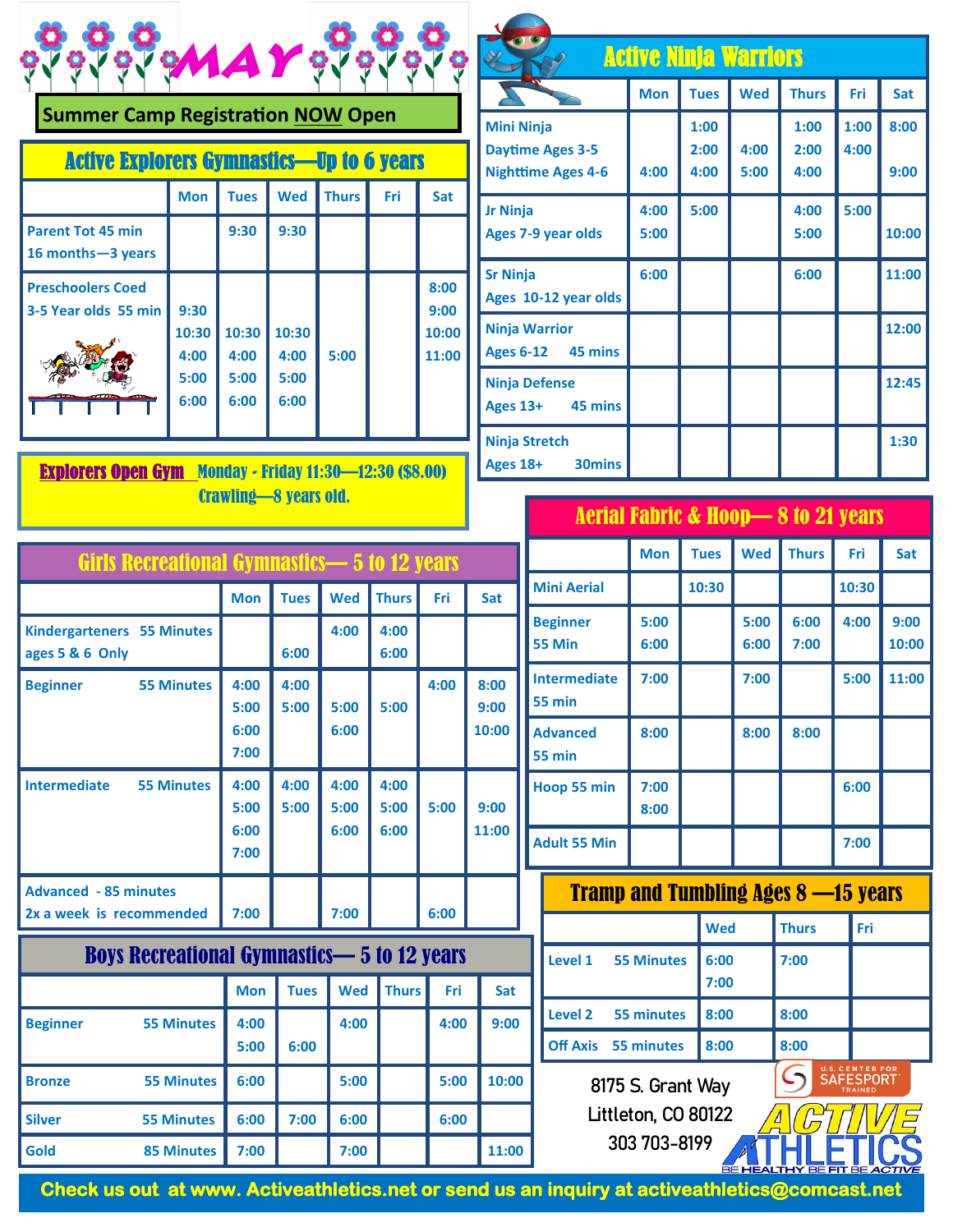# MAY

**Summer Camp Registration NOW Open**

## Active Explorers Gymnastics—Up to 6 years

| | Mon | Tues | Wed | Thurs | Fri | Sat |
|---|---|---|---|---|---|---|
| Parent Tot 45 min 16 months—3 years | | 9:30 | 9:30 | | | |
| Preschoolers Coed 3-5 Year olds 55 min | 9:30 10:30 4:00 5:00 6:00 | 10:30 4:00 5:00 6:00 | 10:30 4:00 5:00 6:00 | 5:00 | | 8:00 9:00 10:00 11:00 |

**Explorers Open Gym** Monday - Friday 11:30—12:30 ($8.00) Crawling—8 years old.

## Girls Recreational Gymnastics— 5 to 12 years

| | Mon | Tues | Wed | Thurs | Fri | Sat |
|---|---|---|---|---|---|---|
| Kindergarteners 55 Minutes ages 5 & 6 Only | | 6:00 | 4:00 | 4:00 6:00 | | |
| Beginner 55 Minutes | 4:00 5:00 6:00 7:00 | 4:00 5:00 | 5:00 6:00 | 5:00 | 4:00 | 8:00 9:00 10:00 |
| Intermediate 55 Minutes | 4:00 5:00 6:00 7:00 | 4:00 5:00 | 4:00 5:00 6:00 | 4:00 5:00 6:00 | 5:00 | 9:00 11:00 |
| Advanced - 85 minutes 2x a week is recommended | 7:00 | | 7:00 | | 6:00 | |

## Boys Recreational Gymnastics— 5 to 12 years

| | Mon | Tues | Wed | Thurs | Fri | Sat |
|---|---|---|---|---|---|---|
| Beginner 55 Minutes | 4:00 5:00 | 6:00 | 4:00 | | 4:00 | 9:00 |
| Bronze 55 Minutes | 6:00 | | 5:00 | | 5:00 | 10:00 |
| Silver 55 Minutes | 6:00 | 7:00 | 6:00 | | 6:00 | |
| Gold 85 Minutes | 7:00 | | 7:00 | | | 11:00 |

## Active Ninja Warriors

| | Mon | Tues | Wed | Thurs | Fri | Sat |
|---|---|---|---|---|---|---|
| Mini Ninja Daytime Ages 3-5 Nighttime Ages 4-6 | 4:00 | 1:00 2:00 4:00 | 4:00 5:00 | 1:00 2:00 4:00 | 1:00 4:00 | 8:00 9:00 |
| Jr Ninja Ages 7-9 year olds | 4:00 5:00 | 5:00 | | 4:00 5:00 | 5:00 | 10:00 |
| Sr Ninja Ages 10-12 year olds | 6:00 | | | 6:00 | | 11:00 |
| Ninja Warrior Ages 6-12 45 mins | | | | | | 12:00 |
| Ninja Defense Ages 13+ 45 mins | | | | | | 12:45 |
| Ninja Stretch Ages 18+ 30mins | | | | | | 1:30 |

## Aerial Fabric & Hoop— 8 to 21 years

| | Mon | Tues | Wed | Thurs | Fri | Sat |
|---|---|---|---|---|---|---|
| Mini Aerial | | 10:30 | | | 10:30 | |
| Beginner 55 Min | 5:00 6:00 | | 5:00 6:00 | 6:00 7:00 | 4:00 | 9:00 10:00 |
| Intermediate 55 min | 7:00 | | 7:00 | | 5:00 | 11:00 |
| Advanced 55 min | 8:00 | | 8:00 | 8:00 | | |
| Hoop 55 min | 7:00 8:00 | | | | 6:00 | |
| Adult 55 Min | | | | | 7:00 | |

## Tramp and Tumbling Ages 8 —15 years

| | Wed | Thurs | Fri |
|---|---|---|---|
| Level 1 55 Minutes | 6:00 7:00 | 7:00 | |
| Level 2 55 minutes | 8:00 | 8:00 | |
| Off Axis 55 minutes | 8:00 | 8:00 | |

8175 S. Grant Way
Littleton, CO 80122
303 703-8199

U.S. Center for SafeSport Trained

ACTIVE ATHLETICS — BE HEALTHY BE FIT BE ACTIVE

**Check us out at www. Activeathletics.net or send us an inquiry at activeathletics@comcast.net**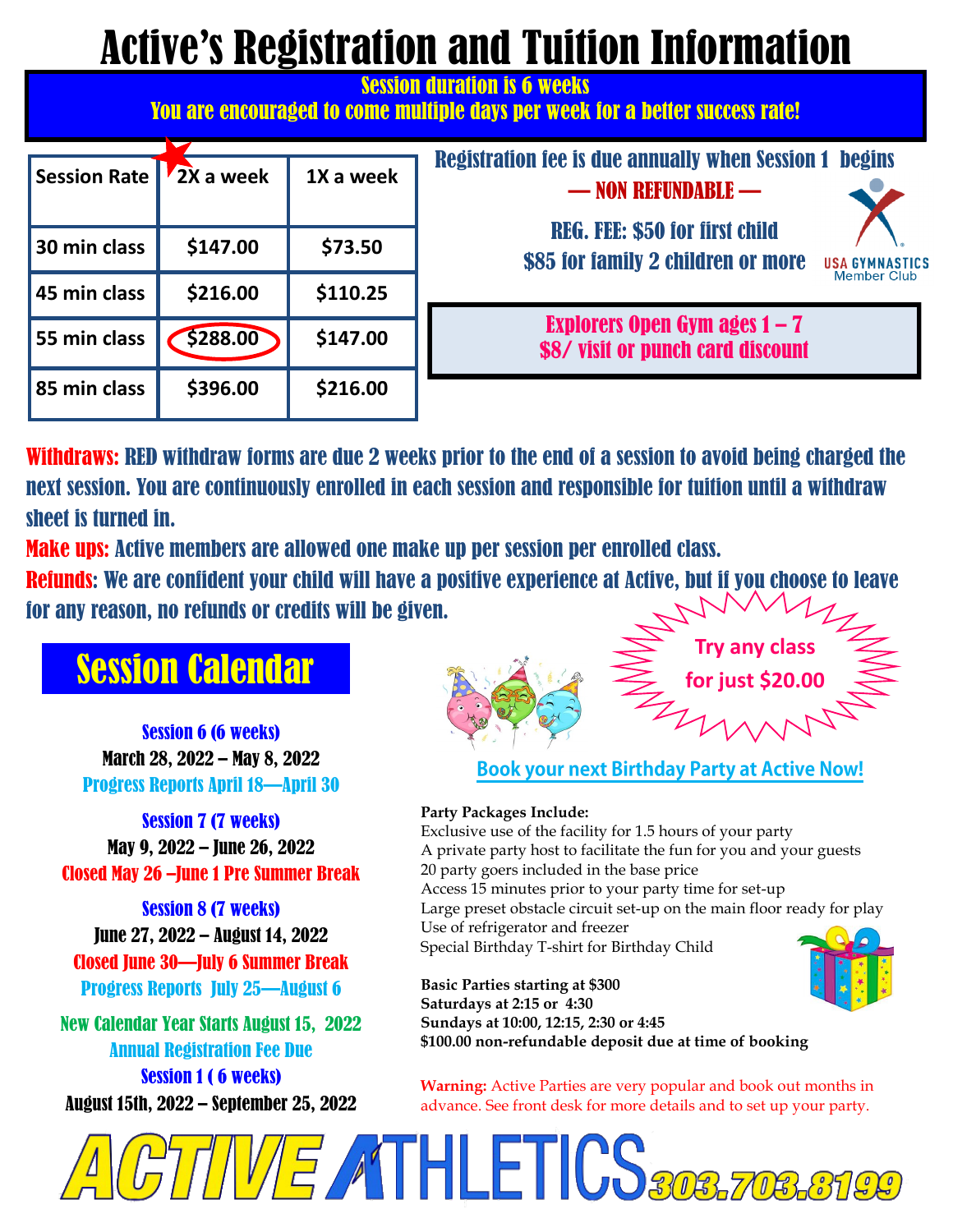# Active's Registration and Tuition Information

**Session duration is 6 weeks**
**You are encouraged to come multiple days per week for a better success rate!**

| Session Rate | 2X a week | 1X a week |
|---|---|---|
| 30 min class | $147.00 | $73.50 |
| 45 min class | $216.00 | $110.25 |
| 55 min class | $288.00 | $147.00 |
| 85 min class | $396.00 | $216.00 |

Registration fee is due annually when Session 1 begins
— NON REFUNDABLE —

REG. FEE: $50 for first child
$85 for family 2 children or more

USA GYMNASTICS Member Club

**Explorers Open Gym ages 1 – 7**
**$8/ visit or punch card discount**

**Withdraws:** RED withdraw forms are due 2 weeks prior to the end of a session to avoid being charged the next session. You are continuously enrolled in each session and responsible for tuition until a withdraw sheet is turned in.

**Make ups:** Active members are allowed one make up per session per enrolled class.

**Refunds:** We are confident your child will have a positive experience at Active, but if you choose to leave for any reason, no refunds or credits will be given.

## Session Calendar

**Session 6 (6 weeks)**
March 28, 2022 – May 8, 2022
Progress Reports April 18—April 30

**Session 7 (7 weeks)**
May 9, 2022 – June 26, 2022
Closed May 26 –June 1 Pre Summer Break

**Session 8 (7 weeks)**
June 27, 2022 – August 14, 2022
Closed June 30—July 6 Summer Break
Progress Reports July 25—August 6

New Calendar Year Starts August 15, 2022
Annual Registration Fee Due
**Session 1 ( 6 weeks)**
August 15th, 2022 – September 25, 2022

**Try any class for just $20.00**

**Book your next Birthday Party at Active Now!**

**Party Packages Include:**
Exclusive use of the facility for 1.5 hours of your party
A private party host to facilitate the fun for you and your guests
20 party goers included in the base price
Access 15 minutes prior to your party time for set-up
Large preset obstacle circuit set-up on the main floor ready for play
Use of refrigerator and freezer
Special Birthday T-shirt for Birthday Child

**Basic Parties starting at $300**
**Saturdays at 2:15 or 4:30**
**Sundays at 10:00, 12:15, 2:30 or 4:45**
**$100.00 non-refundable deposit due at time of booking**

**Warning:** Active Parties are very popular and book out months in advance. See front desk for more details and to set up your party.

ACTIVE ATHLETICS 303.703.8199